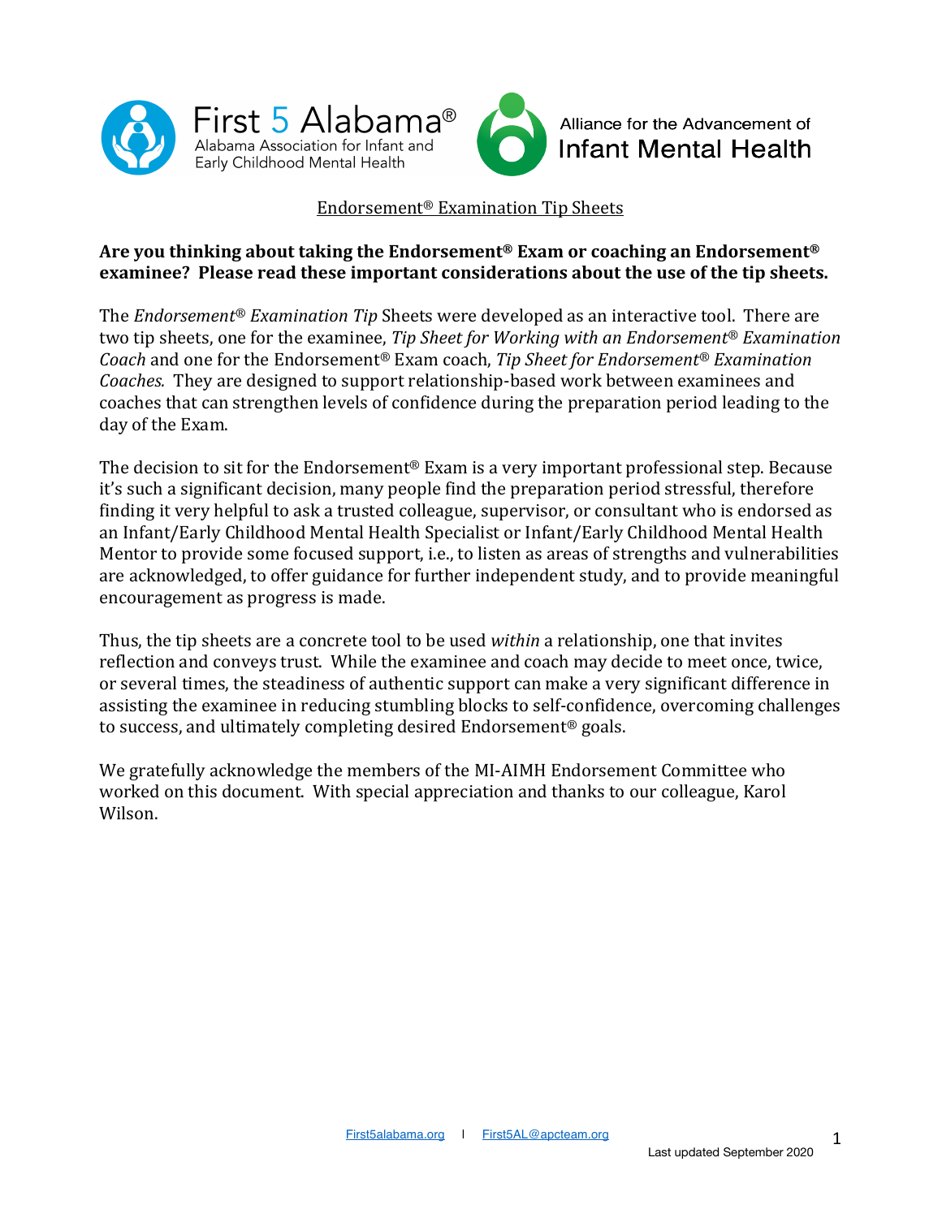First 5 Alabama®
Alabama Association for Infant and Early Childhood Mental Health

Alliance for the Advancement of Infant Mental Health

# Endorsement® Examination Tip Sheets

**Are you thinking about taking the Endorsement® Exam or coaching an Endorsement® examinee? Please read these important considerations about the use of the tip sheets.**

The *Endorsement® Examination Tip* Sheets were developed as an interactive tool. There are two tip sheets, one for the examinee, *Tip Sheet for Working with an Endorsement® Examination Coach* and one for the Endorsement® Exam coach, *Tip Sheet for Endorsement® Examination Coaches.* They are designed to support relationship-based work between examinees and coaches that can strengthen levels of confidence during the preparation period leading to the day of the Exam.

The decision to sit for the Endorsement® Exam is a very important professional step. Because it's such a significant decision, many people find the preparation period stressful, therefore finding it very helpful to ask a trusted colleague, supervisor, or consultant who is endorsed as an Infant/Early Childhood Mental Health Specialist or Infant/Early Childhood Mental Health Mentor to provide some focused support, i.e., to listen as areas of strengths and vulnerabilities are acknowledged, to offer guidance for further independent study, and to provide meaningful encouragement as progress is made.

Thus, the tip sheets are a concrete tool to be used *within* a relationship, one that invites reflection and conveys trust. While the examinee and coach may decide to meet once, twice, or several times, the steadiness of authentic support can make a very significant difference in assisting the examinee in reducing stumbling blocks to self-confidence, overcoming challenges to success, and ultimately completing desired Endorsement® goals.

We gratefully acknowledge the members of the MI-AIMH Endorsement Committee who worked on this document. With special appreciation and thanks to our colleague, Karol Wilson.

First5alabama.org | First5AL@apcteam.org

Last updated September 2020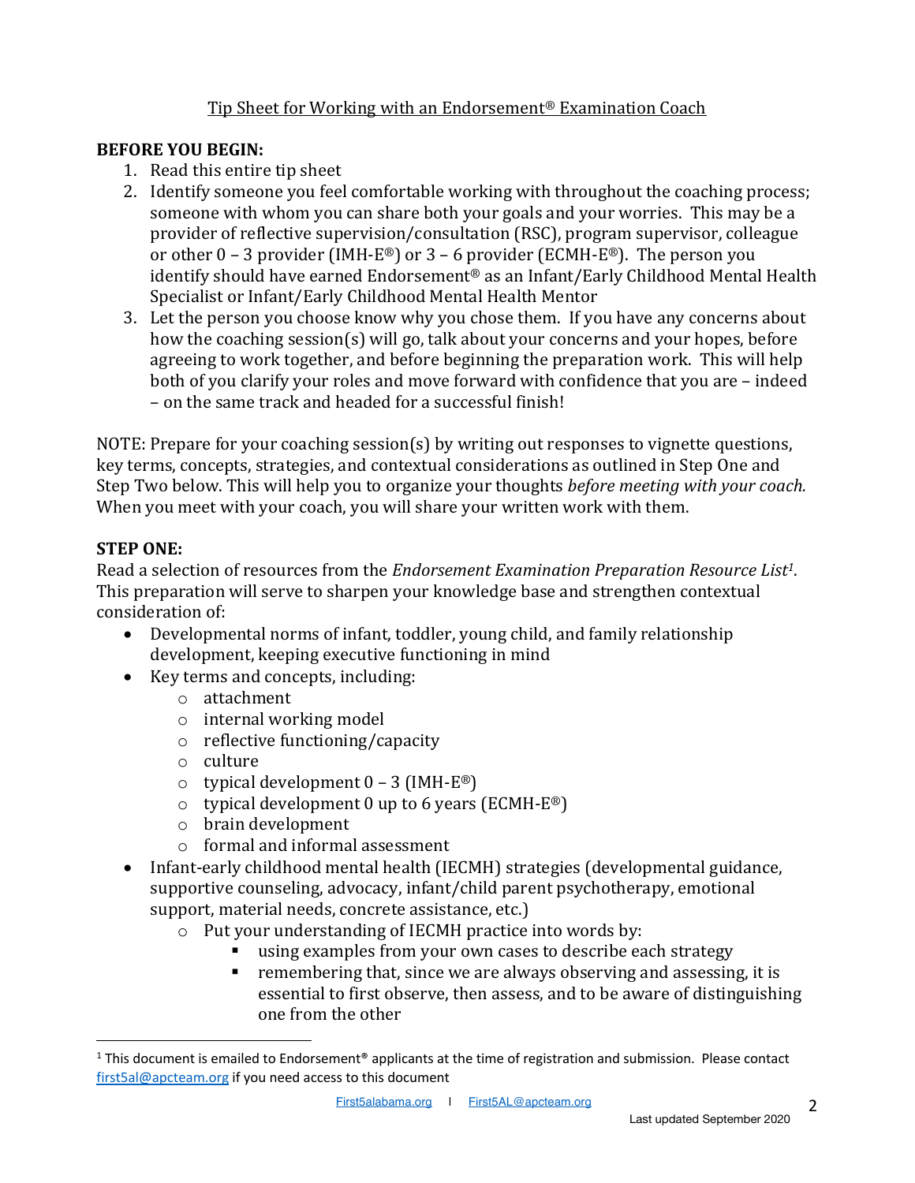Tip Sheet for Working with an Endorsement® Examination Coach

**BEFORE YOU BEGIN:**

1. Read this entire tip sheet
2. Identify someone you feel comfortable working with throughout the coaching process; someone with whom you can share both your goals and your worries. This may be a provider of reflective supervision/consultation (RSC), program supervisor, colleague or other 0 – 3 provider (IMH-E®) or 3 – 6 provider (ECMH-E®). The person you identify should have earned Endorsement® as an Infant/Early Childhood Mental Health Specialist or Infant/Early Childhood Mental Health Mentor
3. Let the person you choose know why you chose them. If you have any concerns about how the coaching session(s) will go, talk about your concerns and your hopes, before agreeing to work together, and before beginning the preparation work. This will help both of you clarify your roles and move forward with confidence that you are – indeed – on the same track and headed for a successful finish!

NOTE: Prepare for your coaching session(s) by writing out responses to vignette questions, key terms, concepts, strategies, and contextual considerations as outlined in Step One and Step Two below. This will help you to organize your thoughts *before meeting with your coach.* When you meet with your coach, you will share your written work with them.

**STEP ONE:**

Read a selection of resources from the *Endorsement Examination Preparation Resource List*[1]. This preparation will serve to sharpen your knowledge base and strengthen contextual consideration of:

- Developmental norms of infant, toddler, young child, and family relationship development, keeping executive functioning in mind
- Key terms and concepts, including:
  - attachment
  - internal working model
  - reflective functioning/capacity
  - culture
  - typical development 0 – 3 (IMH-E®)
  - typical development 0 up to 6 years (ECMH-E®)
  - brain development
  - formal and informal assessment
- Infant-early childhood mental health (IECMH) strategies (developmental guidance, supportive counseling, advocacy, infant/child parent psychotherapy, emotional support, material needs, concrete assistance, etc.)
  - Put your understanding of IECMH practice into words by:
    - using examples from your own cases to describe each strategy
    - remembering that, since we are always observing and assessing, it is essential to first observe, then assess, and to be aware of distinguishing one from the other

[1] This document is emailed to Endorsement® applicants at the time of registration and submission. Please contact first5al@apcteam.org if you need access to this document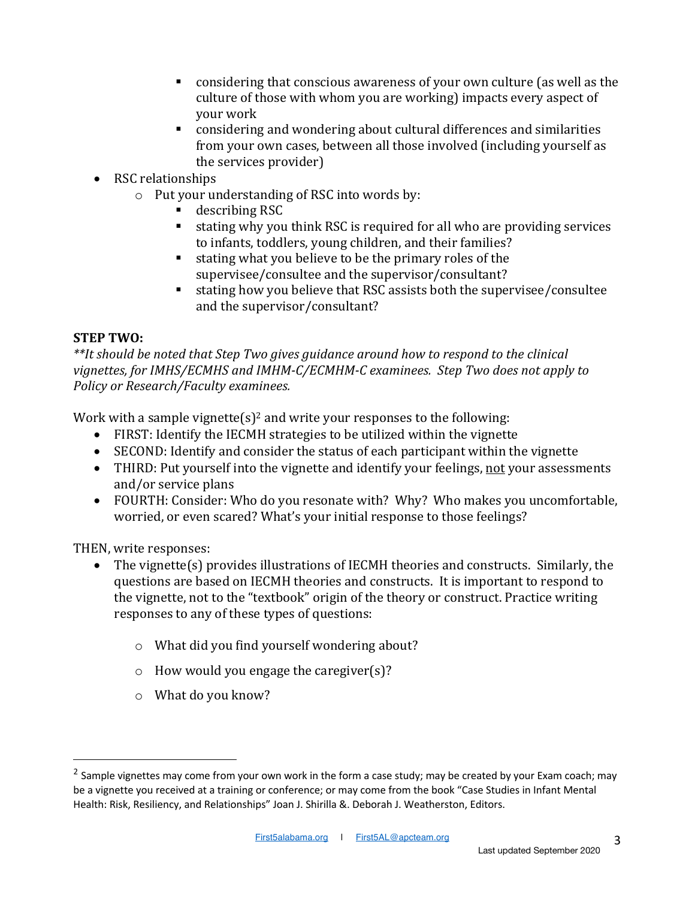- considering that conscious awareness of your own culture (as well as the culture of those with whom you are working) impacts every aspect of your work
    - considering and wondering about cultural differences and similarities from your own cases, between all those involved (including yourself as the services provider)
- RSC relationships
  - Put your understanding of RSC into words by:
    - describing RSC
    - stating why you think RSC is required for all who are providing services to infants, toddlers, young children, and their families?
    - stating what you believe to be the primary roles of the supervisee/consultee and the supervisor/consultant?
    - stating how you believe that RSC assists both the supervisee/consultee and the supervisor/consultant?

**STEP TWO:**

*\*\*It should be noted that Step Two gives guidance around how to respond to the clinical vignettes, for IMHS/ECMHS and IMHM-C/ECMHM-C examinees. Step Two does not apply to Policy or Research/Faculty examinees.*

Work with a sample vignette(s)[2] and write your responses to the following:

- FIRST: Identify the IECMH strategies to be utilized within the vignette
- SECOND: Identify and consider the status of each participant within the vignette
- THIRD: Put yourself into the vignette and identify your feelings, <u>not</u> your assessments and/or service plans
- FOURTH: Consider: Who do you resonate with? Why? Who makes you uncomfortable, worried, or even scared? What's your initial response to those feelings?

THEN, write responses:

- The vignette(s) provides illustrations of IECMH theories and constructs. Similarly, the questions are based on IECMH theories and constructs. It is important to respond to the vignette, not to the "textbook" origin of the theory or construct. Practice writing responses to any of these types of questions:
  - What did you find yourself wondering about?
  - How would you engage the caregiver(s)?
  - What do you know?

---

[2] Sample vignettes may come from your own work in the form a case study; may be created by your Exam coach; may be a vignette you received at a training or conference; or may come from the book "Case Studies in Infant Mental Health: Risk, Resiliency, and Relationships" Joan J. Shirilla &. Deborah J. Weatherston, Editors.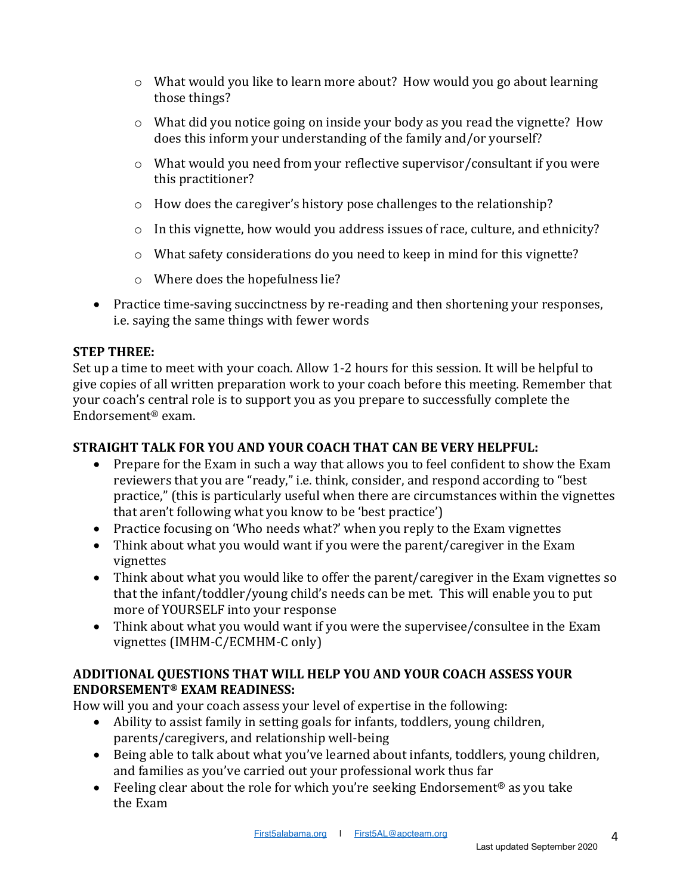- What would you like to learn more about? How would you go about learning those things?
  - What did you notice going on inside your body as you read the vignette? How does this inform your understanding of the family and/or yourself?
  - What would you need from your reflective supervisor/consultant if you were this practitioner?
  - How does the caregiver's history pose challenges to the relationship?
  - In this vignette, how would you address issues of race, culture, and ethnicity?
  - What safety considerations do you need to keep in mind for this vignette?
  - Where does the hopefulness lie?
- Practice time-saving succinctness by re-reading and then shortening your responses, i.e. saying the same things with fewer words

**STEP THREE:**
Set up a time to meet with your coach. Allow 1-2 hours for this session. It will be helpful to give copies of all written preparation work to your coach before this meeting. Remember that your coach's central role is to support you as you prepare to successfully complete the Endorsement® exam.

**STRAIGHT TALK FOR YOU AND YOUR COACH THAT CAN BE VERY HELPFUL:**

- Prepare for the Exam in such a way that allows you to feel confident to show the Exam reviewers that you are "ready," i.e. think, consider, and respond according to "best practice," (this is particularly useful when there are circumstances within the vignettes that aren't following what you know to be 'best practice')
- Practice focusing on 'Who needs what?' when you reply to the Exam vignettes
- Think about what you would want if you were the parent/caregiver in the Exam vignettes
- Think about what you would like to offer the parent/caregiver in the Exam vignettes so that the infant/toddler/young child's needs can be met. This will enable you to put more of YOURSELF into your response
- Think about what you would want if you were the supervisee/consultee in the Exam vignettes (IMHM-C/ECMHM-C only)

**ADDITIONAL QUESTIONS THAT WILL HELP YOU AND YOUR COACH ASSESS YOUR ENDORSEMENT® EXAM READINESS:**
How will you and your coach assess your level of expertise in the following:

- Ability to assist family in setting goals for infants, toddlers, young children, parents/caregivers, and relationship well-being
- Being able to talk about what you've learned about infants, toddlers, young children, and families as you've carried out your professional work thus far
- Feeling clear about the role for which you're seeking Endorsement® as you take the Exam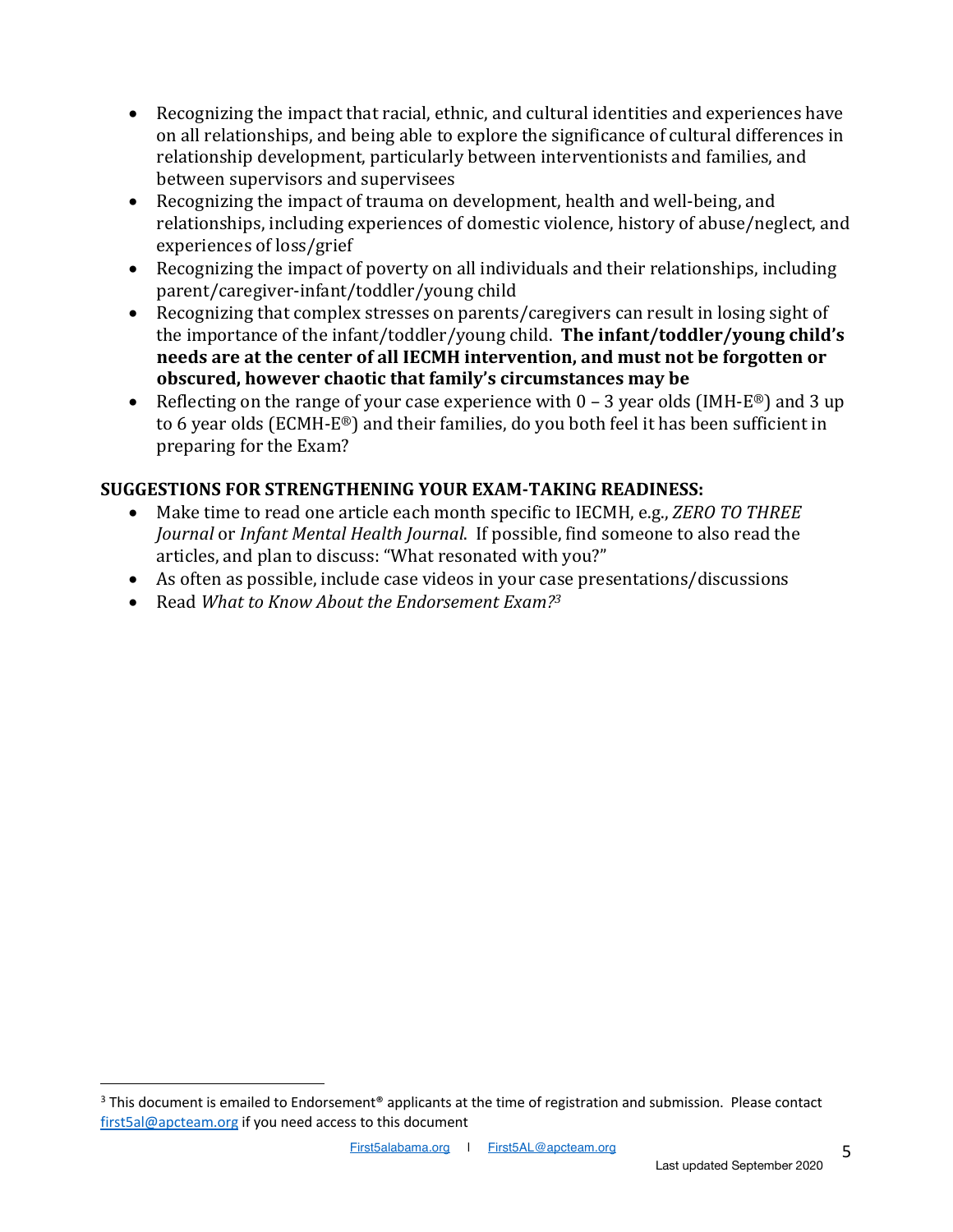- Recognizing the impact that racial, ethnic, and cultural identities and experiences have on all relationships, and being able to explore the significance of cultural differences in relationship development, particularly between interventionists and families, and between supervisors and supervisees
- Recognizing the impact of trauma on development, health and well-being, and relationships, including experiences of domestic violence, history of abuse/neglect, and experiences of loss/grief
- Recognizing the impact of poverty on all individuals and their relationships, including parent/caregiver-infant/toddler/young child
- Recognizing that complex stresses on parents/caregivers can result in losing sight of the importance of the infant/toddler/young child. **The infant/toddler/young child's needs are at the center of all IECMH intervention, and must not be forgotten or obscured, however chaotic that family's circumstances may be**
- Reflecting on the range of your case experience with 0 – 3 year olds (IMH-E®) and 3 up to 6 year olds (ECMH-E®) and their families, do you both feel it has been sufficient in preparing for the Exam?

**SUGGESTIONS FOR STRENGTHENING YOUR EXAM-TAKING READINESS:**

- Make time to read one article each month specific to IECMH, e.g., *ZERO TO THREE Journal* or *Infant Mental Health Journal*. If possible, find someone to also read the articles, and plan to discuss: "What resonated with you?"
- As often as possible, include case videos in your case presentations/discussions
- Read *What to Know About the Endorsement Exam?*[3]

[3] This document is emailed to Endorsement® applicants at the time of registration and submission. Please contact first5al@apcteam.org if you need access to this document

First5alabama.org | First5AL@apcteam.org

Last updated September 2020